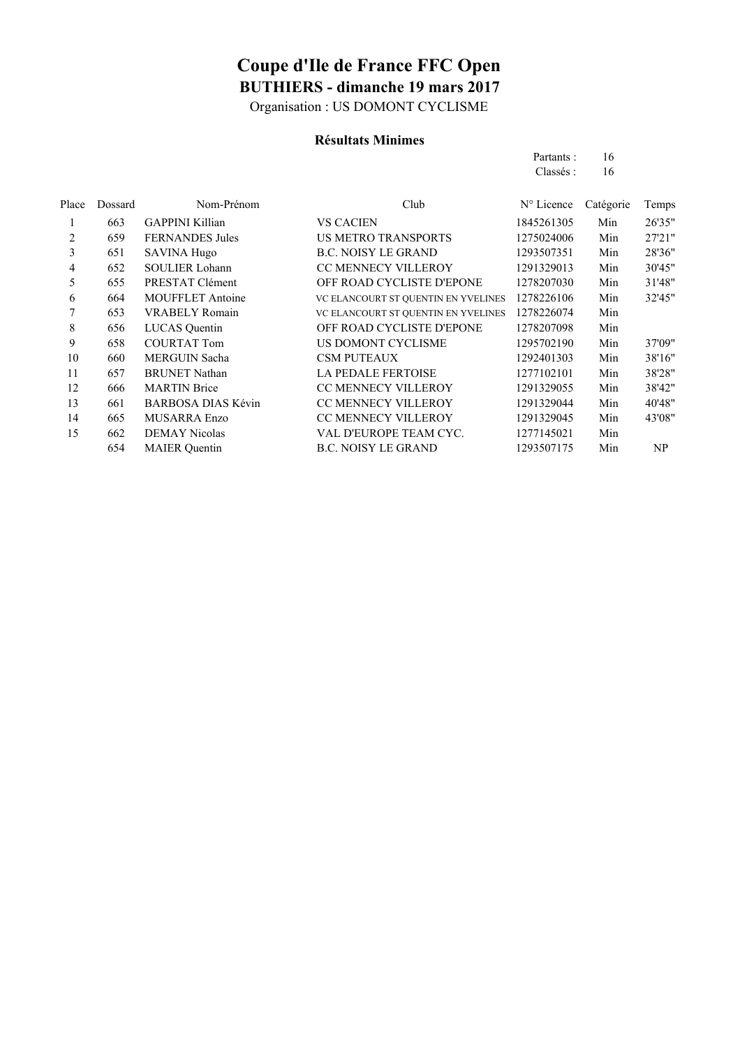# Coupe d'Ile de France FFC Open

## BUTHIERS - dimanche 19 mars 2017

Organisation : US DOMONT CYCLISME

### Résultats Minimes

Partants : 16
Classés : 16

| Place | Dossard | Nom-Prénom | Club | N° Licence | Catégorie | Temps |
|---|---|---|---|---|---|---|
| 1 | 663 | GAPPINI Killian | VS CACIEN | 1845261305 | Min | 26'35" |
| 2 | 659 | FERNANDES Jules | US METRO TRANSPORTS | 1275024006 | Min | 27'21" |
| 3 | 651 | SAVINA Hugo | B.C. NOISY LE GRAND | 1293507351 | Min | 28'36" |
| 4 | 652 | SOULIER Lohann | CC MENNECY VILLEROY | 1291329013 | Min | 30'45" |
| 5 | 655 | PRESTAT Clément | OFF ROAD CYCLISTE D'EPONE | 1278207030 | Min | 31'48" |
| 6 | 664 | MOUFFLET Antoine | VC ELANCOURT ST QUENTIN EN YVELINES | 1278226106 | Min | 32'45" |
| 7 | 653 | VRABELY Romain | VC ELANCOURT ST QUENTIN EN YVELINES | 1278226074 | Min | |
| 8 | 656 | LUCAS Quentin | OFF ROAD CYCLISTE D'EPONE | 1278207098 | Min | |
| 9 | 658 | COURTAT Tom | US DOMONT CYCLISME | 1295702190 | Min | 37'09" |
| 10 | 660 | MERGUIN Sacha | CSM PUTEAUX | 1292401303 | Min | 38'16" |
| 11 | 657 | BRUNET Nathan | LA PEDALE FERTOISE | 1277102101 | Min | 38'28" |
| 12 | 666 | MARTIN Brice | CC MENNECY VILLEROY | 1291329055 | Min | 38'42" |
| 13 | 661 | BARBOSA DIAS Kévin | CC MENNECY VILLEROY | 1291329044 | Min | 40'48" |
| 14 | 665 | MUSARRA Enzo | CC MENNECY VILLEROY | 1291329045 | Min | 43'08" |
| 15 | 662 | DEMAY Nicolas | VAL D'EUROPE TEAM CYC. | 1277145021 | Min | |
| | 654 | MAIER Quentin | B.C. NOISY LE GRAND | 1293507175 | Min | NP |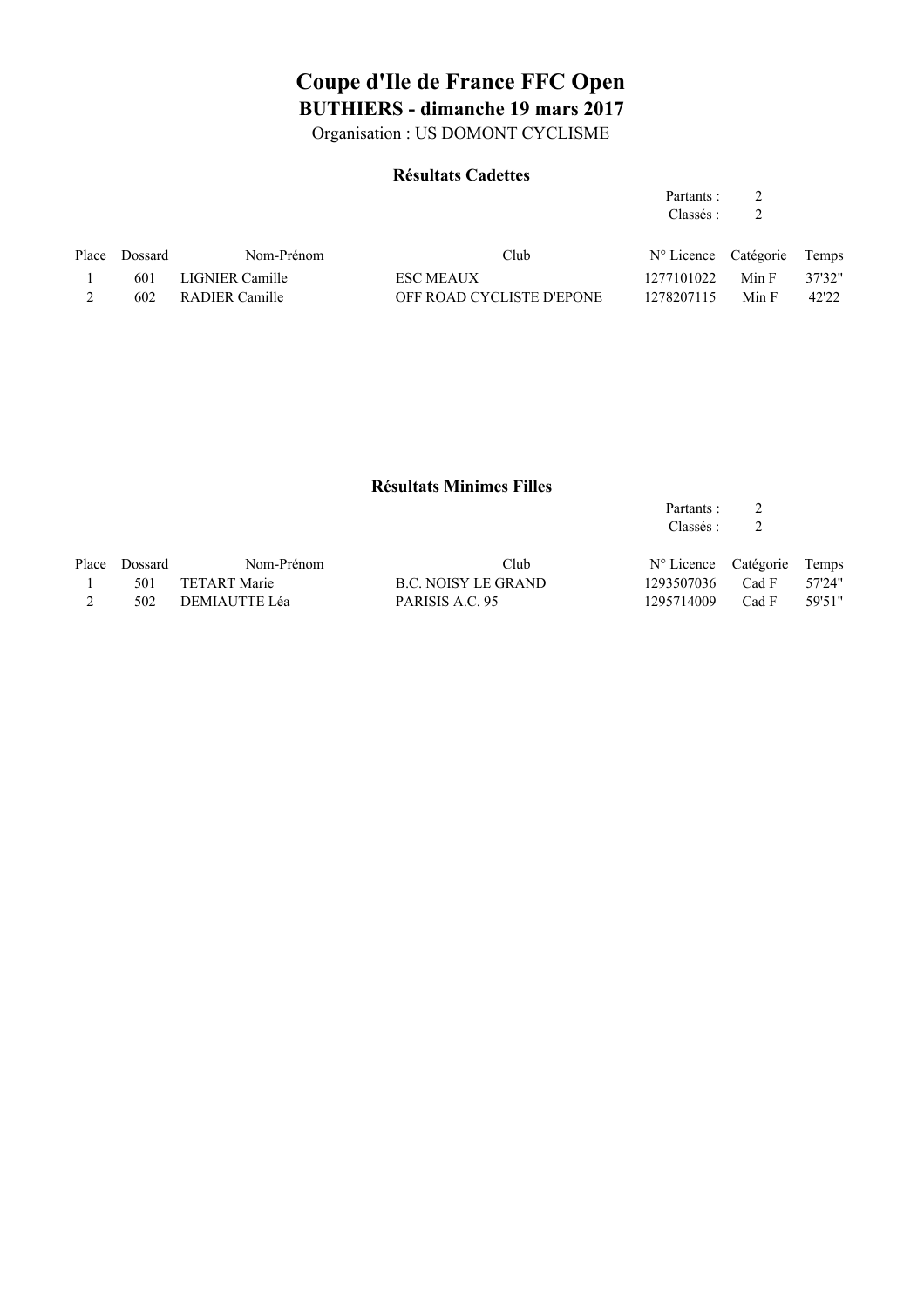# Coupe d'Ile de France FFC Open

## BUTHIERS - dimanche 19 mars 2017

Organisation : US DOMONT CYCLISME

### Résultats Cadettes

Partants : 2
Classés : 2

| Place | Dossard | Nom-Prénom | Club | N° Licence | Catégorie | Temps |
|---|---|---|---|---|---|---|
| 1 | 601 | LIGNIER Camille | ESC MEAUX | 1277101022 | Min F | 37'32" |
| 2 | 602 | RADIER Camille | OFF ROAD CYCLISTE D'EPONE | 1278207115 | Min F | 42'22 |

### Résultats Minimes Filles

Partants : 2
Classés : 2

| Place | Dossard | Nom-Prénom | Club | N° Licence | Catégorie | Temps |
|---|---|---|---|---|---|---|
| 1 | 501 | TETART Marie | B.C. NOISY LE GRAND | 1293507036 | Cad F | 57'24" |
| 2 | 502 | DEMIAUTTE Léa | PARISIS A.C. 95 | 1295714009 | Cad F | 59'51" |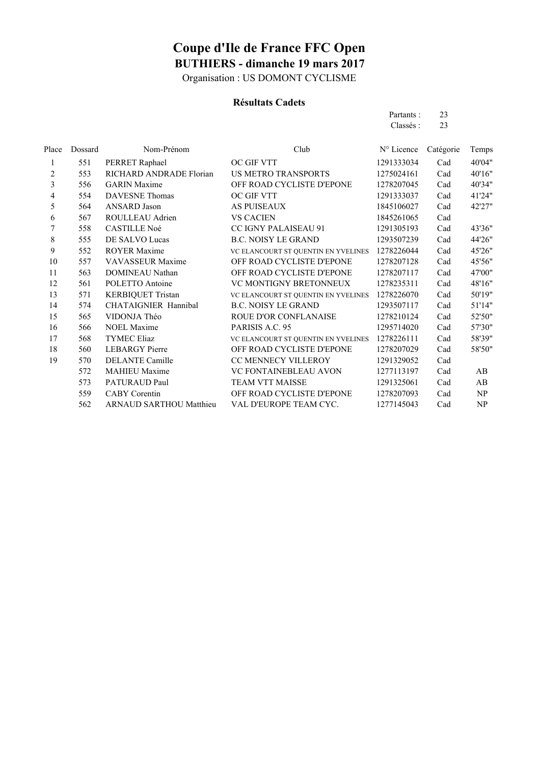# Coupe d'Ile de France FFC Open

## BUTHIERS - dimanche 19 mars 2017

Organisation : US DOMONT CYCLISME

### Résultats Cadets

Partants : 23
Classés : 23

| Place | Dossard | Nom-Prénom | Club | N° Licence | Catégorie | Temps |
|---|---|---|---|---|---|---|
| 1 | 551 | PERRET Raphael | OC GIF VTT | 1291333034 | Cad | 40'04" |
| 2 | 553 | RICHARD ANDRADE Florian | US METRO TRANSPORTS | 1275024161 | Cad | 40'16" |
| 3 | 556 | GARIN Maxime | OFF ROAD CYCLISTE D'EPONE | 1278207045 | Cad | 40'34" |
| 4 | 554 | DAVESNE Thomas | OC GIF VTT | 1291333037 | Cad | 41'24" |
| 5 | 564 | ANSARD Jason | AS PUISEAUX | 1845106027 | Cad | 42'27" |
| 6 | 567 | ROULLEAU Adrien | VS CACIEN | 1845261065 | Cad | |
| 7 | 558 | CASTILLE Noé | CC IGNY PALAISEAU 91 | 1291305193 | Cad | 43'36" |
| 8 | 555 | DE SALVO Lucas | B.C. NOISY LE GRAND | 1293507239 | Cad | 44'26" |
| 9 | 552 | ROYER Maxime | VC ELANCOURT ST QUENTIN EN YVELINES | 1278226044 | Cad | 45'26" |
| 10 | 557 | VAVASSEUR Maxime | OFF ROAD CYCLISTE D'EPONE | 1278207128 | Cad | 45'56" |
| 11 | 563 | DOMINEAU Nathan | OFF ROAD CYCLISTE D'EPONE | 1278207117 | Cad | 47'00" |
| 12 | 561 | POLETTO Antoine | VC MONTIGNY BRETONNEUX | 1278235311 | Cad | 48'16" |
| 13 | 571 | KERBIQUET Tristan | VC ELANCOURT ST QUENTIN EN YVELINES | 1278226070 | Cad | 50'19" |
| 14 | 574 | CHATAIGNIER Hannibal | B.C. NOISY LE GRAND | 1293507117 | Cad | 51'14" |
| 15 | 565 | VIDONJA Théo | ROUE D'OR CONFLANAISE | 1278210124 | Cad | 52'50" |
| 16 | 566 | NOEL Maxime | PARISIS A.C. 95 | 1295714020 | Cad | 57'30" |
| 17 | 568 | TYMEC Eliaz | VC ELANCOURT ST QUENTIN EN YVELINES | 1278226111 | Cad | 58'39" |
| 18 | 560 | LEBARGY Pierre | OFF ROAD CYCLISTE D'EPONE | 1278207029 | Cad | 58'50" |
| 19 | 570 | DELANTE Camille | CC MENNECY VILLEROY | 1291329052 | Cad | |
| | 572 | MAHIEU Maxime | VC FONTAINEBLEAU AVON | 1277113197 | Cad | AB |
| | 573 | PATURAUD Paul | TEAM VTT MAISSE | 1291325061 | Cad | AB |
| | 559 | CABY Corentin | OFF ROAD CYCLISTE D'EPONE | 1278207093 | Cad | NP |
| | 562 | ARNAUD SARTHOU Matthieu | VAL D'EUROPE TEAM CYC. | 1277145043 | Cad | NP |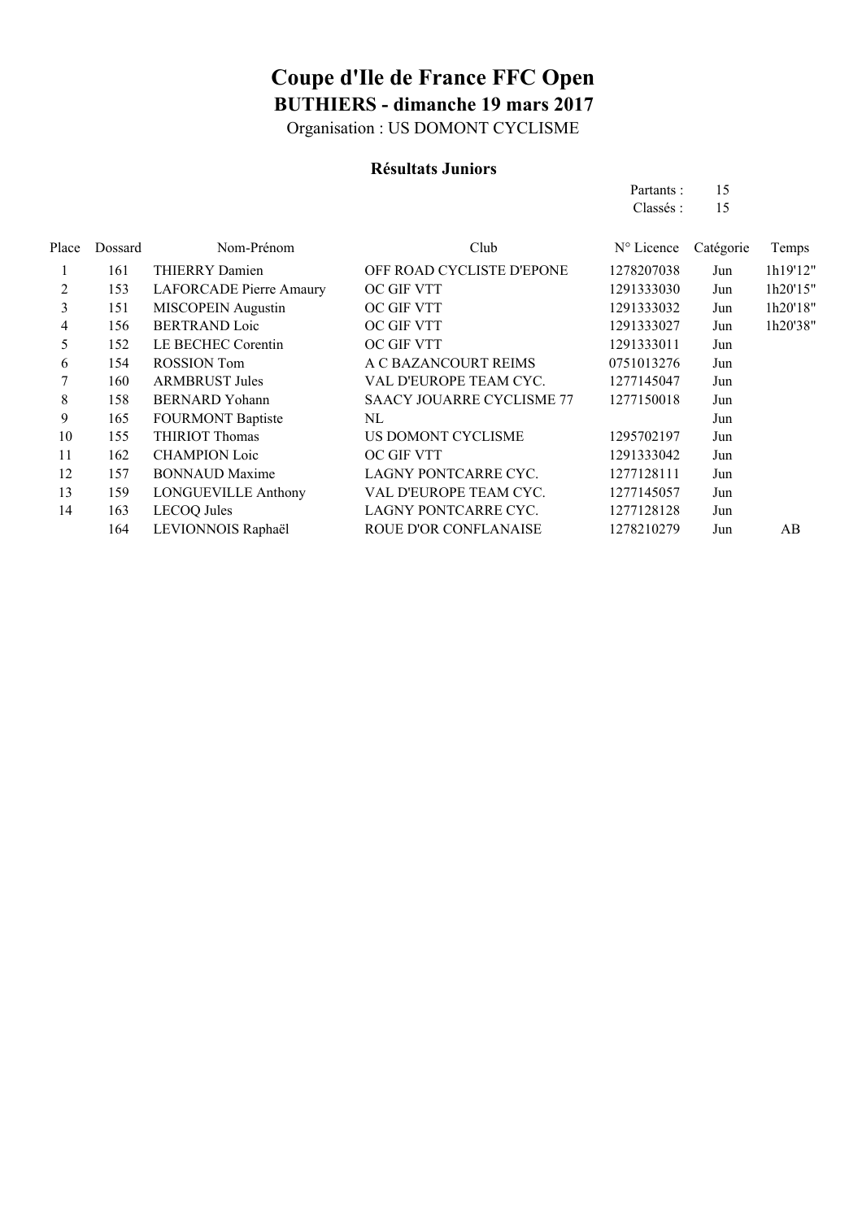# Coupe d'Ile de France FFC Open

## BUTHIERS - dimanche 19 mars 2017

Organisation : US DOMONT CYCLISME

### Résultats Juniors

Partants : 15
Classés : 15

| Place | Dossard | Nom-Prénom | Club | N° Licence | Catégorie | Temps |
|---|---|---|---|---|---|---|
| 1 | 161 | THIERRY Damien | OFF ROAD CYCLISTE D'EPONE | 1278207038 | Jun | 1h19'12" |
| 2 | 153 | LAFORCADE Pierre Amaury | OC GIF VTT | 1291333030 | Jun | 1h20'15" |
| 3 | 151 | MISCOPEIN Augustin | OC GIF VTT | 1291333032 | Jun | 1h20'18" |
| 4 | 156 | BERTRAND Loic | OC GIF VTT | 1291333027 | Jun | 1h20'38" |
| 5 | 152 | LE BECHEC Corentin | OC GIF VTT | 1291333011 | Jun | |
| 6 | 154 | ROSSION Tom | A C BAZANCOURT REIMS | 0751013276 | Jun | |
| 7 | 160 | ARMBRUST Jules | VAL D'EUROPE TEAM CYC. | 1277145047 | Jun | |
| 8 | 158 | BERNARD Yohann | SAACY JOUARRE CYCLISME 77 | 1277150018 | Jun | |
| 9 | 165 | FOURMONT Baptiste | NL | | Jun | |
| 10 | 155 | THIRIOT Thomas | US DOMONT CYCLISME | 1295702197 | Jun | |
| 11 | 162 | CHAMPION Loic | OC GIF VTT | 1291333042 | Jun | |
| 12 | 157 | BONNAUD Maxime | LAGNY PONTCARRE CYC. | 1277128111 | Jun | |
| 13 | 159 | LONGUEVILLE Anthony | VAL D'EUROPE TEAM CYC. | 1277145057 | Jun | |
| 14 | 163 | LECOQ Jules | LAGNY PONTCARRE CYC. | 1277128128 | Jun | |
| | 164 | LEVIONNOIS Raphaël | ROUE D'OR CONFLANAISE | 1278210279 | Jun | AB |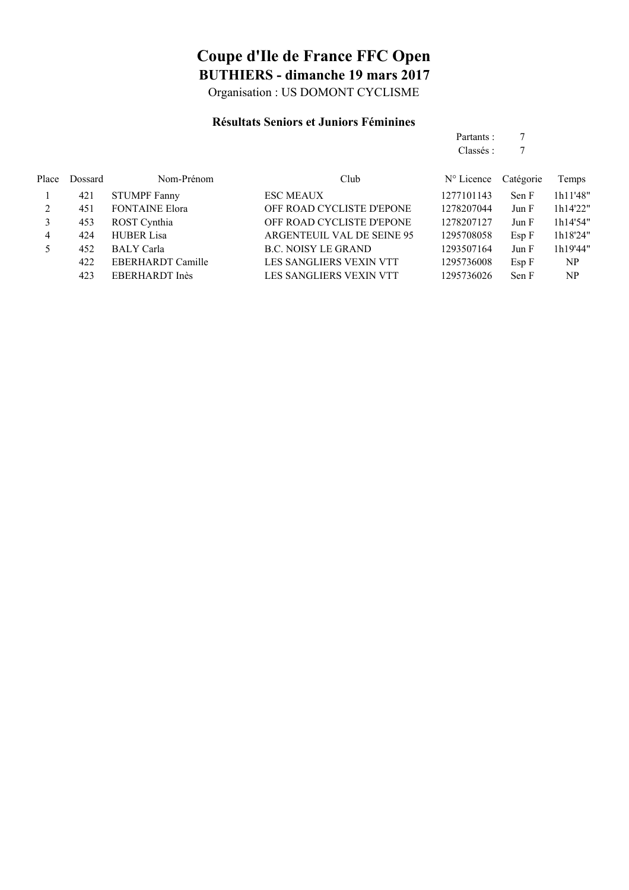# Coupe d'Ile de France FFC Open

## BUTHIERS - dimanche 19 mars 2017

Organisation : US DOMONT CYCLISME

### Résultats Seniors et Juniors Féminines

Partants : 7
Classés : 7

| Place | Dossard | Nom-Prénom | Club | N° Licence | Catégorie | Temps |
|---|---|---|---|---|---|---|
| 1 | 421 | STUMPF Fanny | ESC MEAUX | 1277101143 | Sen F | 1h11'48" |
| 2 | 451 | FONTAINE Elora | OFF ROAD CYCLISTE D'EPONE | 1278207044 | Jun F | 1h14'22" |
| 3 | 453 | ROST Cynthia | OFF ROAD CYCLISTE D'EPONE | 1278207127 | Jun F | 1h14'54" |
| 4 | 424 | HUBER Lisa | ARGENTEUIL VAL DE SEINE 95 | 1295708058 | Esp F | 1h18'24" |
| 5 | 452 | BALY Carla | B.C. NOISY LE GRAND | 1293507164 | Jun F | 1h19'44" |
| | 422 | EBERHARDT Camille | LES SANGLIERS VEXIN VTT | 1295736008 | Esp F | NP |
| | 423 | EBERHARDT Inès | LES SANGLIERS VEXIN VTT | 1295736026 | Sen F | NP |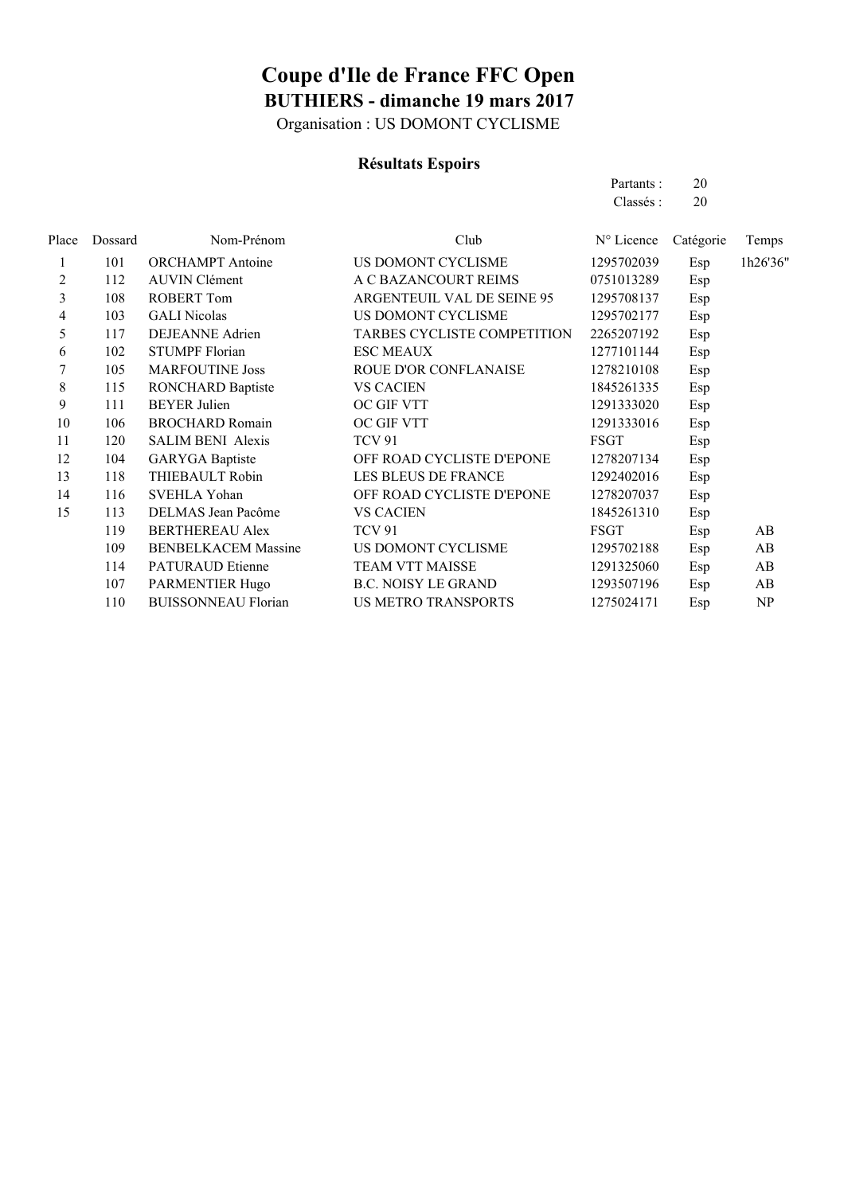# Coupe d'Ile de France FFC Open

## BUTHIERS - dimanche 19 mars 2017

Organisation : US DOMONT CYCLISME

### Résultats Espoirs

Partants : 20
Classés : 20

| Place | Dossard | Nom-Prénom | Club | N° Licence | Catégorie | Temps |
|---|---|---|---|---|---|---|
| 1 | 101 | ORCHAMPT Antoine | US DOMONT CYCLISME | 1295702039 | Esp | 1h26'36" |
| 2 | 112 | AUVIN Clément | A C BAZANCOURT REIMS | 0751013289 | Esp | |
| 3 | 108 | ROBERT Tom | ARGENTEUIL VAL DE SEINE 95 | 1295708137 | Esp | |
| 4 | 103 | GALI Nicolas | US DOMONT CYCLISME | 1295702177 | Esp | |
| 5 | 117 | DEJEANNE Adrien | TARBES CYCLISTE COMPETITION | 2265207192 | Esp | |
| 6 | 102 | STUMPF Florian | ESC MEAUX | 1277101144 | Esp | |
| 7 | 105 | MARFOUTINE Joss | ROUE D'OR CONFLANAISE | 1278210108 | Esp | |
| 8 | 115 | RONCHARD Baptiste | VS CACIEN | 1845261335 | Esp | |
| 9 | 111 | BEYER Julien | OC GIF VTT | 1291333020 | Esp | |
| 10 | 106 | BROCHARD Romain | OC GIF VTT | 1291333016 | Esp | |
| 11 | 120 | SALIM BENI Alexis | TCV 91 | FSGT | Esp | |
| 12 | 104 | GARYGA Baptiste | OFF ROAD CYCLISTE D'EPONE | 1278207134 | Esp | |
| 13 | 118 | THIEBAULT Robin | LES BLEUS DE FRANCE | 1292402016 | Esp | |
| 14 | 116 | SVEHLA Yohan | OFF ROAD CYCLISTE D'EPONE | 1278207037 | Esp | |
| 15 | 113 | DELMAS Jean Pacôme | VS CACIEN | 1845261310 | Esp | |
| | 119 | BERTHEREAU Alex | TCV 91 | FSGT | Esp | AB |
| | 109 | BENBELKACEM Massine | US DOMONT CYCLISME | 1295702188 | Esp | AB |
| | 114 | PATURAUD Etienne | TEAM VTT MAISSE | 1291325060 | Esp | AB |
| | 107 | PARMENTIER Hugo | B.C. NOISY LE GRAND | 1293507196 | Esp | AB |
| | 110 | BUISSONNEAU Florian | US METRO TRANSPORTS | 1275024171 | Esp | NP |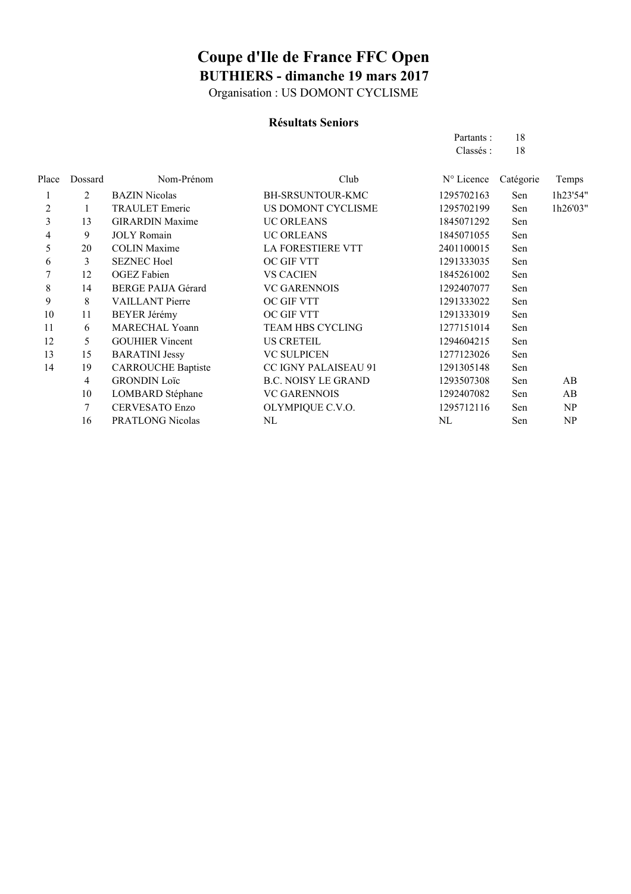# Coupe d'Ile de France FFC Open

## BUTHIERS - dimanche 19 mars 2017

Organisation : US DOMONT CYCLISME

### Résultats Seniors

Partants : 18
Classés : 18

| Place | Dossard | Nom-Prénom | Club | N° Licence | Catégorie | Temps |
|---|---|---|---|---|---|---|
| 1 | 2 | BAZIN Nicolas | BH-SRSUNTOUR-KMC | 1295702163 | Sen | 1h23'54" |
| 2 | 1 | TRAULET Emeric | US DOMONT CYCLISME | 1295702199 | Sen | 1h26'03" |
| 3 | 13 | GIRARDIN Maxime | UC ORLEANS | 1845071292 | Sen | |
| 4 | 9 | JOLY Romain | UC ORLEANS | 1845071055 | Sen | |
| 5 | 20 | COLIN Maxime | LA FORESTIERE VTT | 2401100015 | Sen | |
| 6 | 3 | SEZNEC Hoel | OC GIF VTT | 1291333035 | Sen | |
| 7 | 12 | OGEZ Fabien | VS CACIEN | 1845261002 | Sen | |
| 8 | 14 | BERGE PAIJA Gérard | VC GARENNOIS | 1292407077 | Sen | |
| 9 | 8 | VAILLANT Pierre | OC GIF VTT | 1291333022 | Sen | |
| 10 | 11 | BEYER Jérémy | OC GIF VTT | 1291333019 | Sen | |
| 11 | 6 | MARECHAL Yoann | TEAM HBS CYCLING | 1277151014 | Sen | |
| 12 | 5 | GOUHIER Vincent | US CRETEIL | 1294604215 | Sen | |
| 13 | 15 | BARATINI Jessy | VC SULPICEN | 1277123026 | Sen | |
| 14 | 19 | CARROUCHE Baptiste | CC IGNY PALAISEAU 91 | 1291305148 | Sen | |
| | 4 | GRONDIN Loïc | B.C. NOISY LE GRAND | 1293507308 | Sen | AB |
| | 10 | LOMBARD Stéphane | VC GARENNOIS | 1292407082 | Sen | AB |
| | 7 | CERVESATO Enzo | OLYMPIQUE C.V.O. | 1295712116 | Sen | NP |
| | 16 | PRATLONG Nicolas | NL | NL | Sen | NP |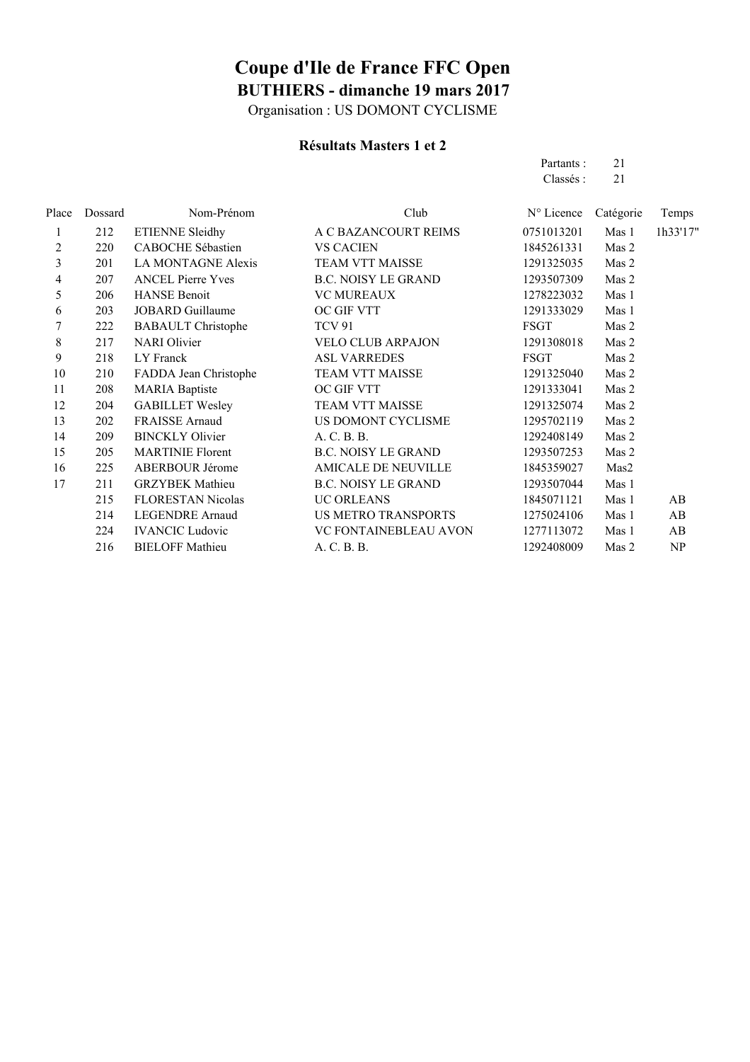# Coupe d'Ile de France FFC Open

## BUTHIERS - dimanche 19 mars 2017

Organisation : US DOMONT CYCLISME

### Résultats Masters 1 et 2

Partants : 21
Classés : 21

| Place | Dossard | Nom-Prénom | Club | N° Licence | Catégorie | Temps |
|---|---|---|---|---|---|---|
| 1 | 212 | ETIENNE Sleidhy | A C BAZANCOURT REIMS | 0751013201 | Mas 1 | 1h33'17" |
| 2 | 220 | CABOCHE Sébastien | VS CACIEN | 1845261331 | Mas 2 | |
| 3 | 201 | LA MONTAGNE Alexis | TEAM VTT MAISSE | 1291325035 | Mas 2 | |
| 4 | 207 | ANCEL Pierre Yves | B.C. NOISY LE GRAND | 1293507309 | Mas 2 | |
| 5 | 206 | HANSE Benoit | VC MUREAUX | 1278223032 | Mas 1 | |
| 6 | 203 | JOBARD Guillaume | OC GIF VTT | 1291333029 | Mas 1 | |
| 7 | 222 | BABAULT Christophe | TCV 91 | FSGT | Mas 2 | |
| 8 | 217 | NARI Olivier | VELO CLUB ARPAJON | 1291308018 | Mas 2 | |
| 9 | 218 | LY Franck | ASL VARREDES | FSGT | Mas 2 | |
| 10 | 210 | FADDA Jean Christophe | TEAM VTT MAISSE | 1291325040 | Mas 2 | |
| 11 | 208 | MARIA Baptiste | OC GIF VTT | 1291333041 | Mas 2 | |
| 12 | 204 | GABILLET Wesley | TEAM VTT MAISSE | 1291325074 | Mas 2 | |
| 13 | 202 | FRAISSE Arnaud | US DOMONT CYCLISME | 1295702119 | Mas 2 | |
| 14 | 209 | BINCKLY Olivier | A. C. B. B. | 1292408149 | Mas 2 | |
| 15 | 205 | MARTINIE Florent | B.C. NOISY LE GRAND | 1293507253 | Mas 2 | |
| 16 | 225 | ABERBOUR Jérome | AMICALE DE NEUVILLE | 1845359027 | Mas2 | |
| 17 | 211 | GRZYBEK Mathieu | B.C. NOISY LE GRAND | 1293507044 | Mas 1 | |
| | 215 | FLORESTAN Nicolas | UC ORLEANS | 1845071121 | Mas 1 | AB |
| | 214 | LEGENDRE Arnaud | US METRO TRANSPORTS | 1275024106 | Mas 1 | AB |
| | 224 | IVANCIC Ludovic | VC FONTAINEBLEAU AVON | 1277113072 | Mas 1 | AB |
| | 216 | BIELOFF Mathieu | A. C. B. B. | 1292408009 | Mas 2 | NP |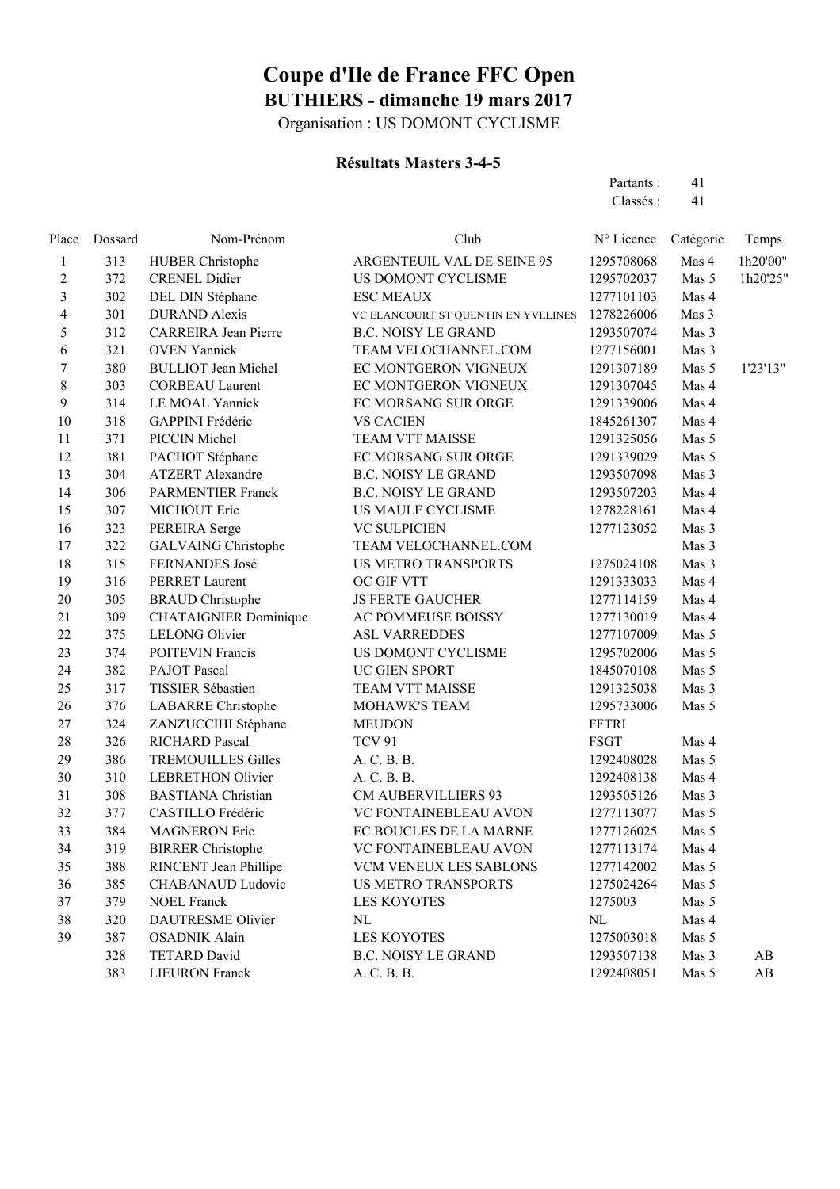# Coupe d'Ile de France FFC Open

## BUTHIERS - dimanche 19 mars 2017

Organisation : US DOMONT CYCLISME

### Résultats Masters 3-4-5

Partants : 41
Classés : 41

| Place | Dossard | Nom-Prénom | Club | N° Licence | Catégorie | Temps |
|---|---|---|---|---|---|---|
| 1 | 313 | HUBER Christophe | ARGENTEUIL VAL DE SEINE 95 | 1295708068 | Mas 4 | 1h20'00" |
| 2 | 372 | CRENEL Didier | US DOMONT CYCLISME | 1295702037 | Mas 5 | 1h20'25" |
| 3 | 302 | DEL DIN Stéphane | ESC MEAUX | 1277101103 | Mas 4 | |
| 4 | 301 | DURAND Alexis | VC ELANCOURT ST QUENTIN EN YVELINES | 1278226006 | Mas 3 | |
| 5 | 312 | CARREIRA Jean Pierre | B.C. NOISY LE GRAND | 1293507074 | Mas 3 | |
| 6 | 321 | OVEN Yannick | TEAM VELOCHANNEL.COM | 1277156001 | Mas 3 | |
| 7 | 380 | BULLIOT Jean Michel | EC MONTGERON VIGNEUX | 1291307189 | Mas 5 | 1'23'13" |
| 8 | 303 | CORBEAU Laurent | EC MONTGERON VIGNEUX | 1291307045 | Mas 4 | |
| 9 | 314 | LE MOAL Yannick | EC MORSANG SUR ORGE | 1291339006 | Mas 4 | |
| 10 | 318 | GAPPINI Frédéric | VS CACIEN | 1845261307 | Mas 4 | |
| 11 | 371 | PICCIN Michel | TEAM VTT MAISSE | 1291325056 | Mas 5 | |
| 12 | 381 | PACHOT Stéphane | EC MORSANG SUR ORGE | 1291339029 | Mas 5 | |
| 13 | 304 | ATZERT Alexandre | B.C. NOISY LE GRAND | 1293507098 | Mas 3 | |
| 14 | 306 | PARMENTIER Franck | B.C. NOISY LE GRAND | 1293507203 | Mas 4 | |
| 15 | 307 | MICHOUT Eric | US MAULE CYCLISME | 1278228161 | Mas 4 | |
| 16 | 323 | PEREIRA Serge | VC SULPICIEN | 1277123052 | Mas 3 | |
| 17 | 322 | GALVAING Christophe | TEAM VELOCHANNEL.COM | | Mas 3 | |
| 18 | 315 | FERNANDES José | US METRO TRANSPORTS | 1275024108 | Mas 3 | |
| 19 | 316 | PERRET Laurent | OC GIF VTT | 1291333033 | Mas 4 | |
| 20 | 305 | BRAUD Christophe | JS FERTE GAUCHER | 1277114159 | Mas 4 | |
| 21 | 309 | CHATAIGNIER Dominique | AC POMMEUSE BOISSY | 1277130019 | Mas 4 | |
| 22 | 375 | LELONG Olivier | ASL VARREDDES | 1277107009 | Mas 5 | |
| 23 | 374 | POITEVIN Francis | US DOMONT CYCLISME | 1295702006 | Mas 5 | |
| 24 | 382 | PAJOT Pascal | UC GIEN SPORT | 1845070108 | Mas 5 | |
| 25 | 317 | TISSIER Sébastien | TEAM VTT MAISSE | 1291325038 | Mas 3 | |
| 26 | 376 | LABARRE Christophe | MOHAWK'S TEAM | 1295733006 | Mas 5 | |
| 27 | 324 | ZANZUCCIHI Stéphane | MEUDON | FFTRI | | |
| 28 | 326 | RICHARD Pascal | TCV 91 | FSGT | Mas 4 | |
| 29 | 386 | TREMOUILLES Gilles | A. C. B. B. | 1292408028 | Mas 5 | |
| 30 | 310 | LEBRETHON Olivier | A. C. B. B. | 1292408138 | Mas 4 | |
| 31 | 308 | BASTIANA Christian | CM AUBERVILLIERS 93 | 1293505126 | Mas 3 | |
| 32 | 377 | CASTILLO Frédéric | VC FONTAINEBLEAU AVON | 1277113077 | Mas 5 | |
| 33 | 384 | MAGNERON Eric | EC BOUCLES DE LA MARNE | 1277126025 | Mas 5 | |
| 34 | 319 | BIRRER Christophe | VC FONTAINEBLEAU AVON | 1277113174 | Mas 4 | |
| 35 | 388 | RINCENT Jean Phillipe | VCM VENEUX LES SABLONS | 1277142002 | Mas 5 | |
| 36 | 385 | CHABANAUD Ludovic | US METRO TRANSPORTS | 1275024264 | Mas 5 | |
| 37 | 379 | NOEL Franck | LES KOYOTES | 1275003 | Mas 5 | |
| 38 | 320 | DAUTRESME Olivier | NL | NL | Mas 4 | |
| 39 | 387 | OSADNIK Alain | LES KOYOTES | 1275003018 | Mas 5 | |
| | 328 | TETARD David | B.C. NOISY LE GRAND | 1293507138 | Mas 3 | AB |
| | 383 | LIEURON Franck | A. C. B. B. | 1292408051 | Mas 5 | AB |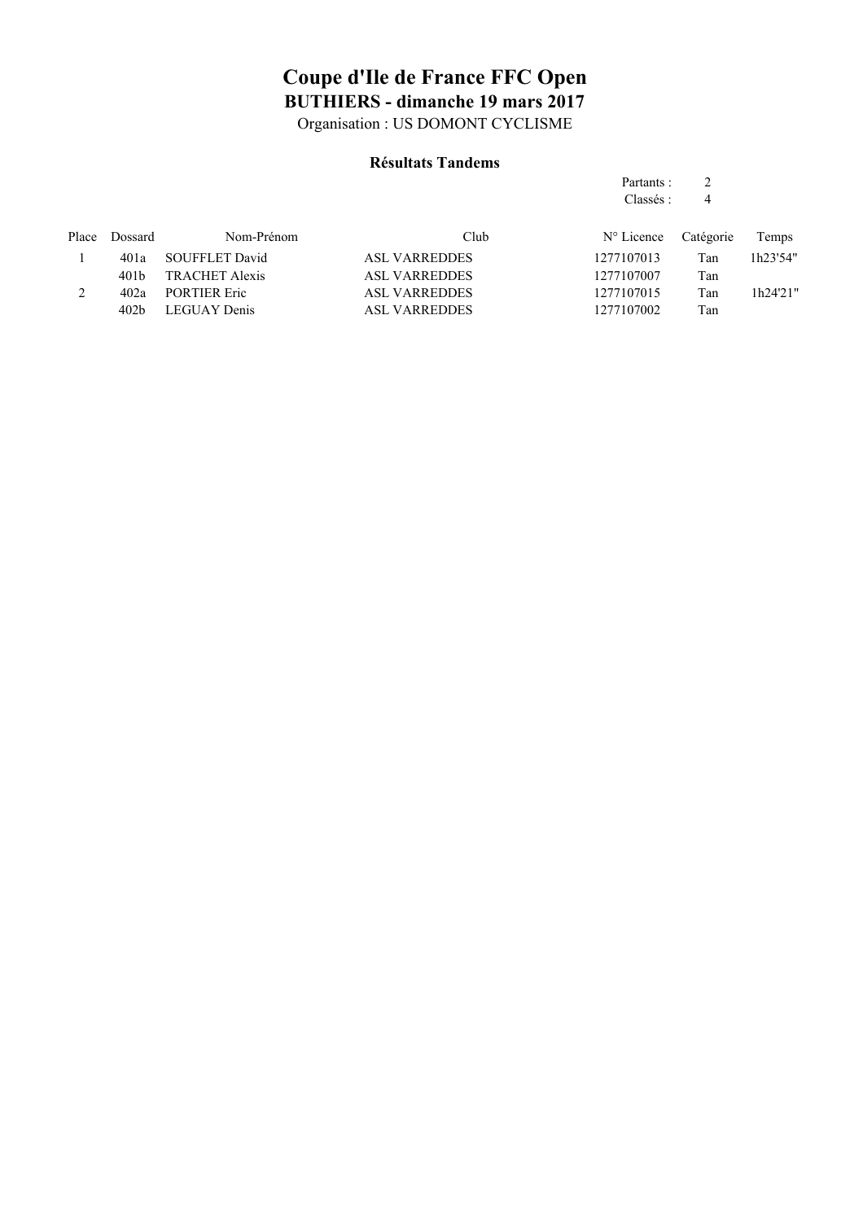# Coupe d'Ile de France FFC Open

## BUTHIERS - dimanche 19 mars 2017

Organisation : US DOMONT CYCLISME

### Résultats Tandems

Partants : 2
Classés : 4

| Place | Dossard | Nom-Prénom | Club | N° Licence | Catégorie | Temps |
|---|---|---|---|---|---|---|
| 1 | 401a | SOUFFLET David | ASL VARREDDES | 1277107013 | Tan | 1h23'54" |
| | 401b | TRACHET Alexis | ASL VARREDDES | 1277107007 | Tan | |
| 2 | 402a | PORTIER Eric | ASL VARREDDES | 1277107015 | Tan | 1h24'21" |
| | 402b | LEGUAY Denis | ASL VARREDDES | 1277107002 | Tan | |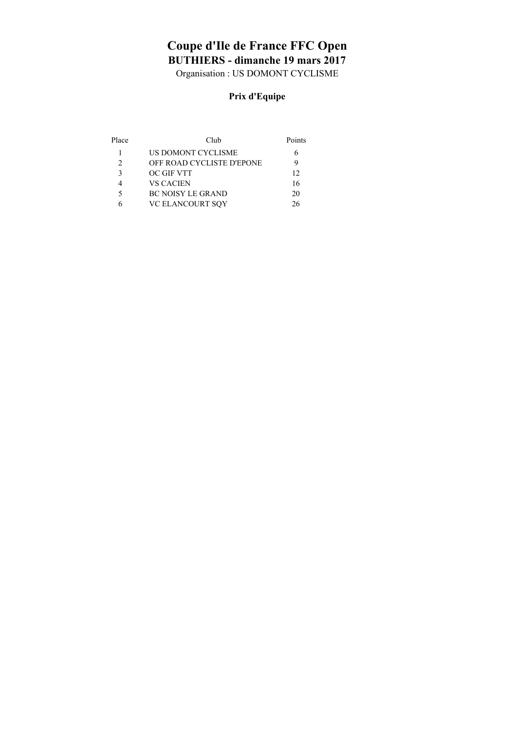# Coupe d'Ile de France FFC Open

## BUTHIERS - dimanche 19 mars 2017

Organisation : US DOMONT CYCLISME

### Prix d'Equipe

| Place | Club | Points |
|---|---|---|
| 1 | US DOMONT CYCLISME | 6 |
| 2 | OFF ROAD CYCLISTE D'EPONE | 9 |
| 3 | OC GIF VTT | 12 |
| 4 | VS CACIEN | 16 |
| 5 | BC NOISY LE GRAND | 20 |
| 6 | VC ELANCOURT SQY | 26 |